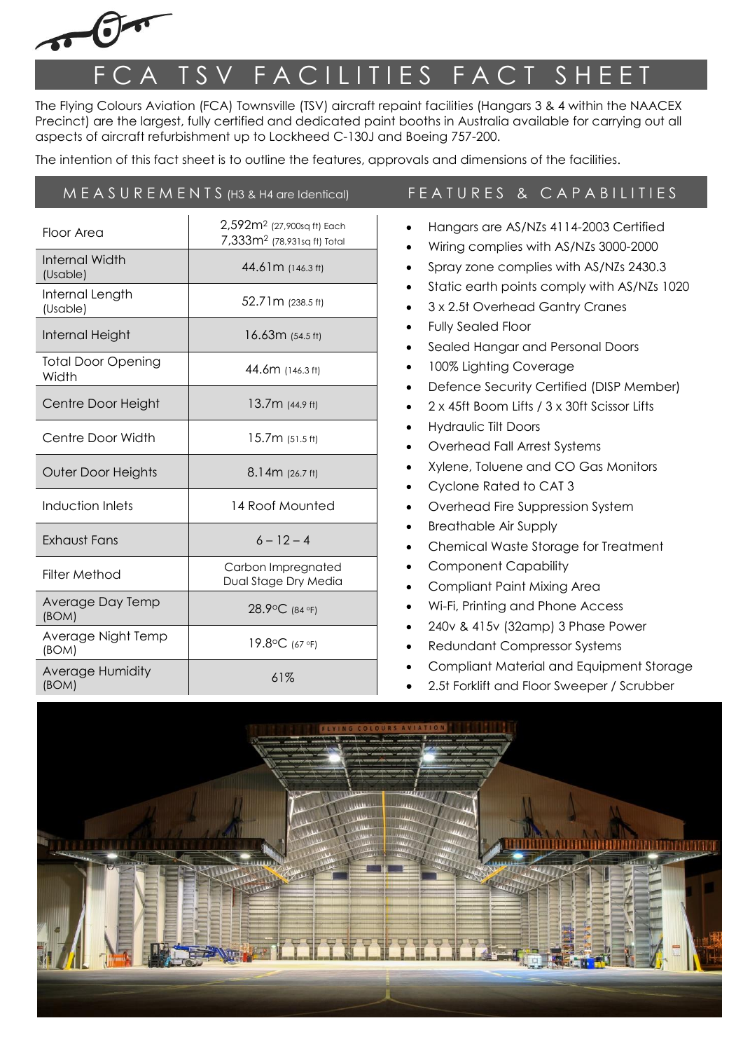# FCA TSV FACILITIES FACT SHEET

The Flying Colours Aviation (FCA) Townsville (TSV) aircraft repaint facilities (Hangars 3 & 4 within the NAACEX Precinct) are the largest, fully certified and dedicated paint booths in Australia available for carrying out all aspects of aircraft refurbishment up to Lockheed C-130J and Boeing 757-200.

The intention of this fact sheet is to outline the features, approvals and dimensions of the facilities.

## MEASUREMENTS (H3 & H4 are Identical)

| Measurement | Value |
| --- | --- |
| Floor Area | 2,592m$^2$ (27,900sq ft) Each<br>7,333m$^2$ (78,931sq ft) Total |
| Internal Width (Usable) | 44.61m (146.3 ft) |
| Internal Length (Usable) | 52.71m (238.5 ft) |
| Internal Height | 16.63m (54.5 ft) |
| Total Door Opening Width | 44.6m (146.3 ft) |
| Centre Door Height | 13.7m (44.9 ft) |
| Centre Door Width | 15.7m (51.5 ft) |
| Outer Door Heights | 8.14m (26.7 ft) |
| Induction Inlets | 14 Roof Mounted |
| Exhaust Fans | 6 – 12 – 4 |
| Filter Method | Carbon Impregnated Dual Stage Dry Media |
| Average Day Temp (BOM) | 28.9°C (84 °F) |
| Average Night Temp (BOM) | 19.8°C (67 °F) |
| Average Humidity (BOM) | 61% |

## FEATURES & CAPABILITIES

- Hangars are AS/NZs 4114-2003 Certified
- Wiring complies with AS/NZs 3000-2000
- Spray zone complies with AS/NZs 2430.3
- Static earth points comply with AS/NZs 1020
- 3 x 2.5t Overhead Gantry Cranes
- Fully Sealed Floor
- Sealed Hangar and Personal Doors
- 100% Lighting Coverage
- Defence Security Certified (DISP Member)
- 2 x 45ft Boom Lifts / 3 x 30ft Scissor Lifts
- Hydraulic Tilt Doors
- Overhead Fall Arrest Systems
- Xylene, Toluene and CO Gas Monitors
- Cyclone Rated to CAT 3
- Overhead Fire Suppression System
- Breathable Air Supply
- Chemical Waste Storage for Treatment
- Component Capability
- Compliant Paint Mixing Area
- Wi-Fi, Printing and Phone Access
- 240v & 415v (32amp) 3 Phase Power
- Redundant Compressor Systems
- Compliant Material and Equipment Storage
- 2.5t Forklift and Floor Sweeper / Scrubber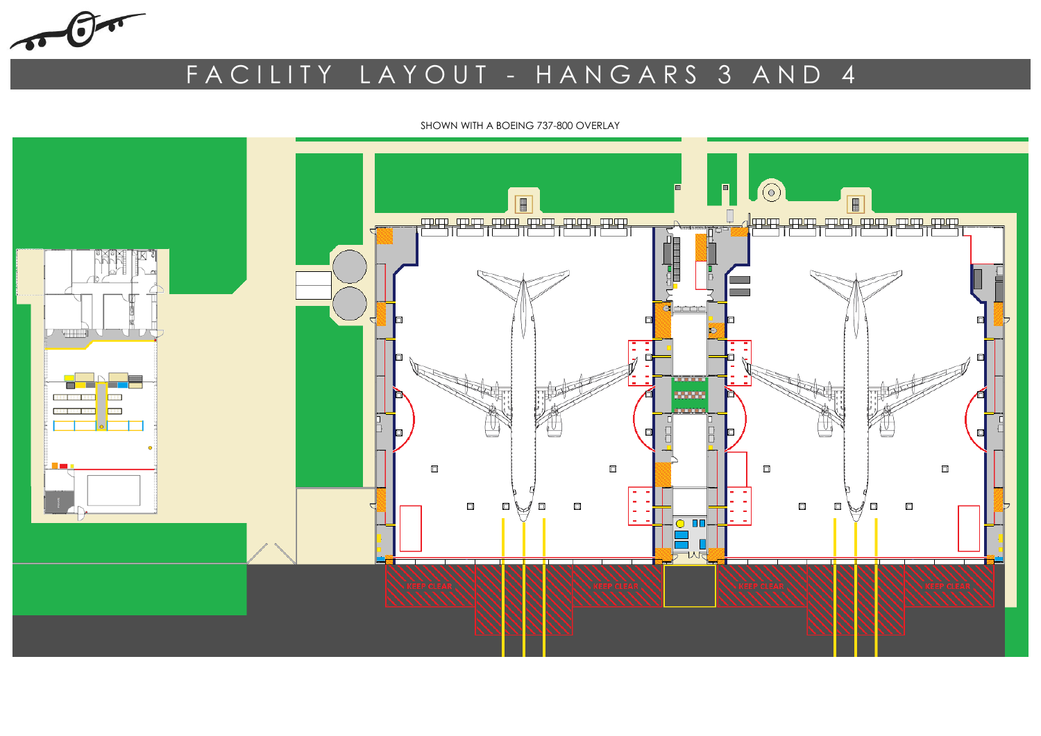# FACILITY LAYOUT - HANGARS 3 AND 4

SHOWN WITH A BOEING 737-800 OVERLAY

KEEP CLEAR

KEEP CLEAR

KEEP CLEAR

KEEP CLEAR